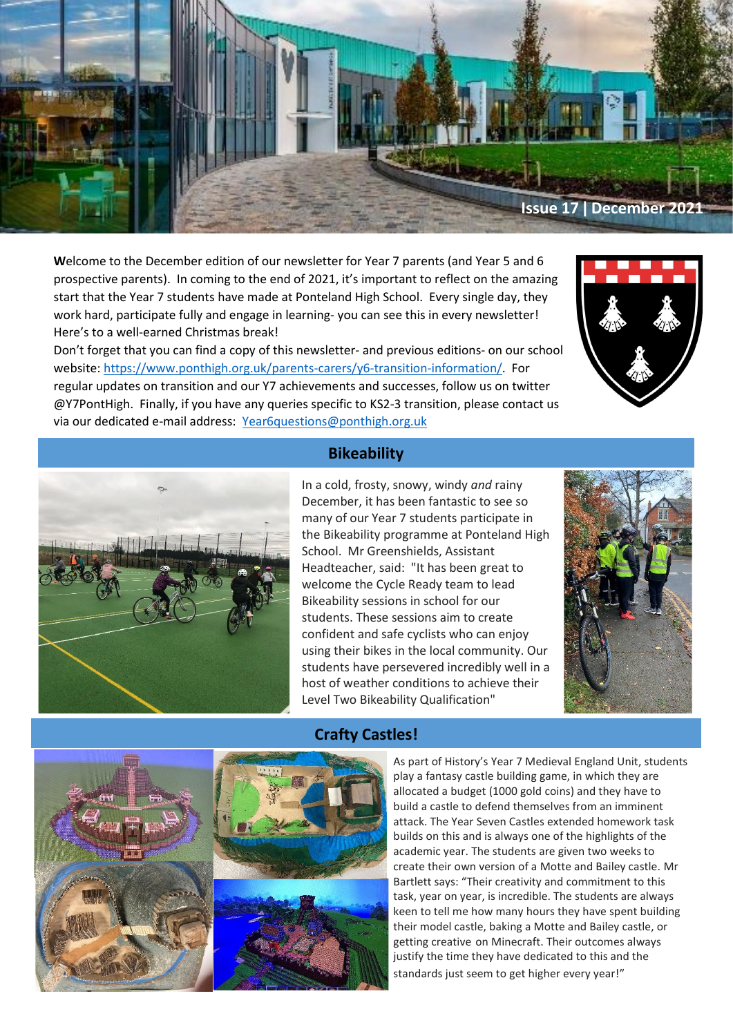Issue 17 | December 2021

**W**elcome to the December edition of our newsletter for Year 7 parents (and Year 5 and 6 prospective parents). In coming to the end of 2021, it's important to reflect on the amazing start that the Year 7 students have made at Ponteland High School. Every single day, they work hard, participate fully and engage in learning- you can see this in every newsletter! Here's to a well-earned Christmas break!

Don't forget that you can find a copy of this newsletter- and previous editions- on our school website: https://www.ponthigh.org.uk/parents-carers/y6-transition-information/. For regular updates on transition and our Y7 achievements and successes, follow us on twitter @Y7PontHigh. Finally, if you have any queries specific to KS2-3 transition, please contact us via our dedicated e-mail address: Year6questions@ponthigh.org.uk

## Bikeability

In a cold, frosty, snowy, windy *and* rainy December, it has been fantastic to see so many of our Year 7 students participate in the Bikeability programme at Ponteland High School. Mr Greenshields, Assistant Headteacher, said: "It has been great to welcome the Cycle Ready team to lead Bikeability sessions in school for our students. These sessions aim to create confident and safe cyclists who can enjoy using their bikes in the local community. Our students have persevered incredibly well in a host of weather conditions to achieve their Level Two Bikeability Qualification"

## Crafty Castles!

As part of History's Year 7 Medieval England Unit, students play a fantasy castle building game, in which they are allocated a budget (1000 gold coins) and they have to build a castle to defend themselves from an imminent attack. The Year Seven Castles extended homework task builds on this and is always one of the highlights of the academic year. The students are given two weeks to create their own version of a Motte and Bailey castle. Mr Bartlett says: "Their creativity and commitment to this task, year on year, is incredible. The students are always keen to tell me how many hours they have spent building their model castle, baking a Motte and Bailey castle, or getting creative on Minecraft. Their outcomes always justify the time they have dedicated to this and the standards just seem to get higher every year!"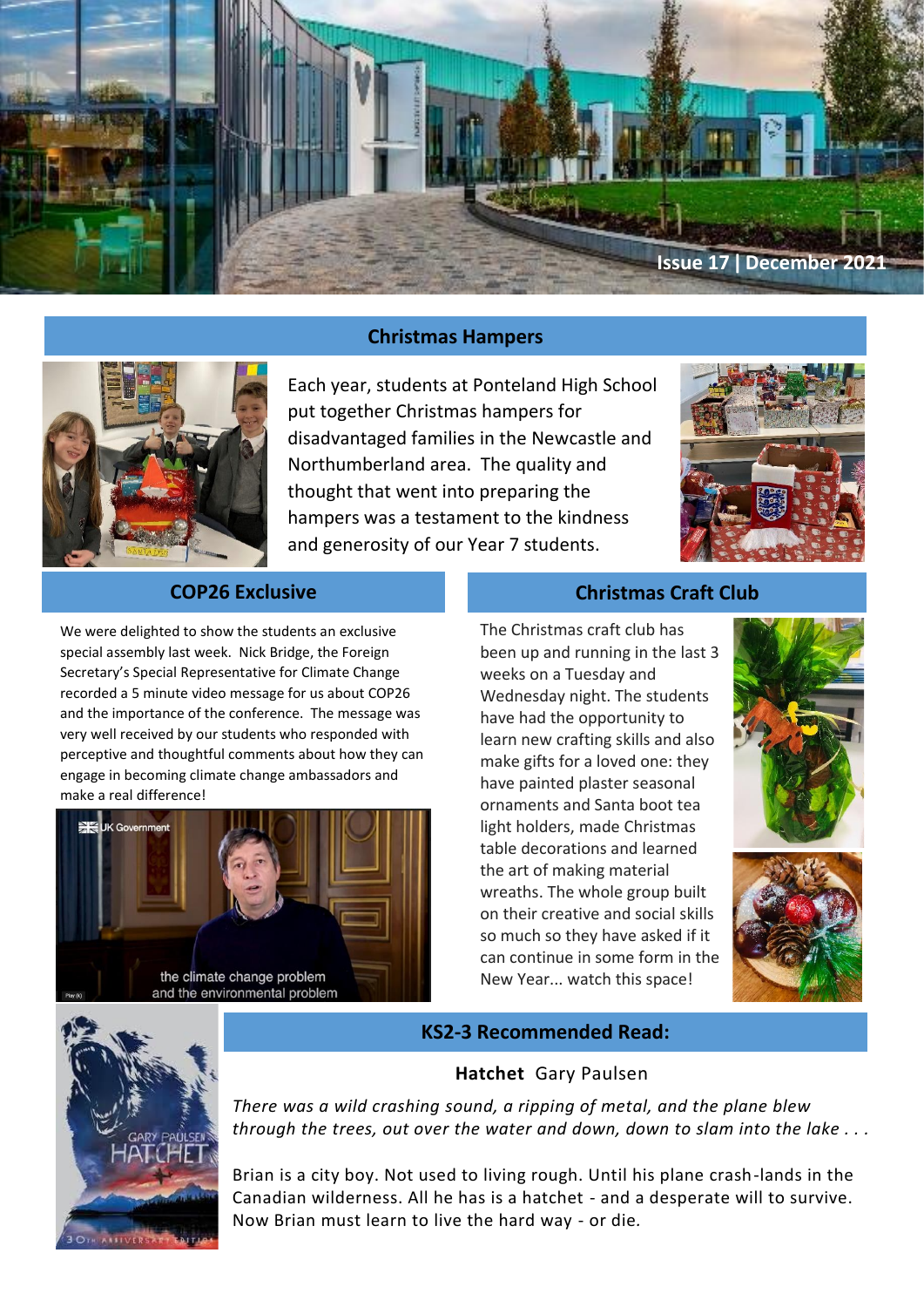Issue 17 | December 2021

## Christmas Hampers

Each year, students at Ponteland High School put together Christmas hampers for disadvantaged families in the Newcastle and Northumberland area. The quality and thought that went into preparing the hampers was a testament to the kindness and generosity of our Year 7 students.

## COP26 Exclusive

We were delighted to show the students an exclusive special assembly last week. Nick Bridge, the Foreign Secretary's Special Representative for Climate Change recorded a 5 minute video message for us about COP26 and the importance of the conference. The message was very well received by our students who responded with perceptive and thoughtful comments about how they can engage in becoming climate change ambassadors and make a real difference!

## Christmas Craft Club

The Christmas craft club has been up and running in the last 3 weeks on a Tuesday and Wednesday night. The students have had the opportunity to learn new crafting skills and also make gifts for a loved one: they have painted plaster seasonal ornaments and Santa boot tea light holders, made Christmas table decorations and learned the art of making material wreaths. The whole group built on their creative and social skills so much so they have asked if it can continue in some form in the New Year... watch this space!

## KS2-3 Recommended Read:

**Hatchet** Gary Paulsen

*There was a wild crashing sound, a ripping of metal, and the plane blew through the trees, out over the water and down, down to slam into the lake . . .*

Brian is a city boy. Not used to living rough. Until his plane crash-lands in the Canadian wilderness. All he has is a hatchet - and a desperate will to survive. Now Brian must learn to live the hard way - or die.